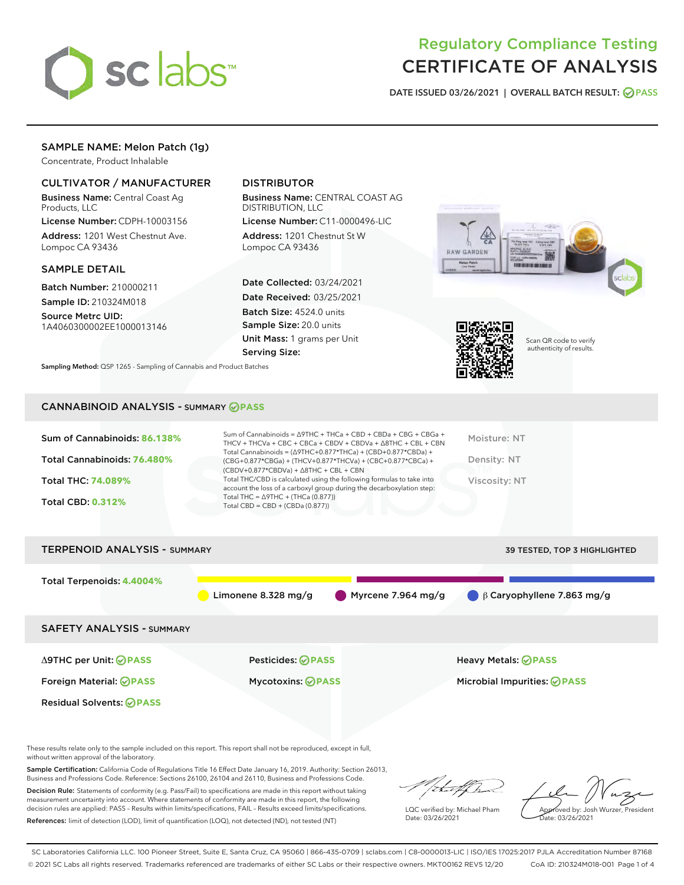# Regulatory Compliance Testing
# CERTIFICATE OF ANALYSIS

DATE ISSUED 03/26/2021 | OVERALL BATCH RESULT: PASS

## SAMPLE NAME: Melon Patch (1g)

Concentrate, Product Inhalable

### CULTIVATOR / MANUFACTURER

**Business Name:** Central Coast Ag Products, LLC

**License Number:** CDPH-10003156

**Address:** 1201 West Chestnut Ave. Lompoc CA 93436

### DISTRIBUTOR

**Business Name:** CENTRAL COAST AG DISTRIBUTION, LLC

**License Number:** C11-0000496-LIC

**Address:** 1201 Chestnut St W Lompoc CA 93436

### SAMPLE DETAIL

**Batch Number:** 210000211

**Sample ID:** 210324M018

**Source Metrc UID:** 1A4060300002EE1000013146

**Date Collected:** 03/24/2021

**Date Received:** 03/25/2021

**Batch Size:** 4524.0 units

**Sample Size:** 20.0 units

**Unit Mass:** 1 grams per Unit

**Serving Size:**

**Sampling Method:** QSP 1265 - Sampling of Cannabis and Product Batches

Scan QR code to verify authenticity of results.

## CANNABINOID ANALYSIS - SUMMARY PASS

Sum of Cannabinoids: **86.138%**

Total Cannabinoids: **76.480%**

Total THC: **74.089%**

Total CBD: **0.312%**

Sum of Cannabinoids = Δ9THC + THCa + CBD + CBDa + CBG + CBGa + THCV + THCVa + CBC + CBCa + CBDV + CBDVa + Δ8THC + CBL + CBN

Total Cannabinoids = (Δ9THC+0.877*THCa) + (CBD+0.877*CBDa) + (CBG+0.877*CBGa) + (THCV+0.877*THCVa) + (CBC+0.877*CBCa) + (CBDV+0.877*CBDVa) + Δ8THC + CBL + CBN

Total THC/CBD is calculated using the following formulas to take into account the loss of a carboxyl group during the decarboxylation step:

Total THC = Δ9THC + (THCa (0.877))

Total CBD = CBD + (CBDa (0.877))

Moisture: NT

Density: NT

Viscosity: NT

## TERPENOID ANALYSIS - SUMMARY

39 TESTED, TOP 3 HIGHLIGHTED

Total Terpenoids: **4.4004%**

Limonene 8.328 mg/g | Myrcene 7.964 mg/g | β Caryophyllene 7.863 mg/g

## SAFETY ANALYSIS - SUMMARY

| | | |
|---|---|---|
| Δ9THC per Unit: PASS | Pesticides: PASS | Heavy Metals: PASS |
| Foreign Material: PASS | Mycotoxins: PASS | Microbial Impurities: PASS |
| Residual Solvents: PASS | | |

These results relate only to the sample included on this report. This report shall not be reproduced, except in full, without written approval of the laboratory.

**Sample Certification:** California Code of Regulations Title 16 Effect Date January 16, 2019. Authority: Section 26013, Business and Professions Code. Reference: Sections 26100, 26104 and 26110, Business and Professions Code.

**Decision Rule:** Statements of conformity (e.g. Pass/Fail) to specifications are made in this report without taking measurement uncertainty into account. Where statements of conformity are made in this report, the following decision rules are applied: PASS – Results within limits/specifications, FAIL – Results exceed limits/specifications.

**References:** limit of detection (LOD), limit of quantification (LOQ), not detected (ND), not tested (NT)

LQC verified by: Michael Pham
Date: 03/26/2021

Approved by: Josh Wurzer, President
Date: 03/26/2021

SC Laboratories California LLC. 100 Pioneer Street, Suite E, Santa Cruz, CA 95060 | 866-435-0709 | sclabs.com | C8-0000013-LIC | ISO/IES 17025:2017 PJLA Accreditation Number 87168
© 2021 SC Labs all rights reserved. Trademarks referenced are trademarks of either SC Labs or their respective owners. MKT00162 REV5 12/20 CoA ID: 210324M018-001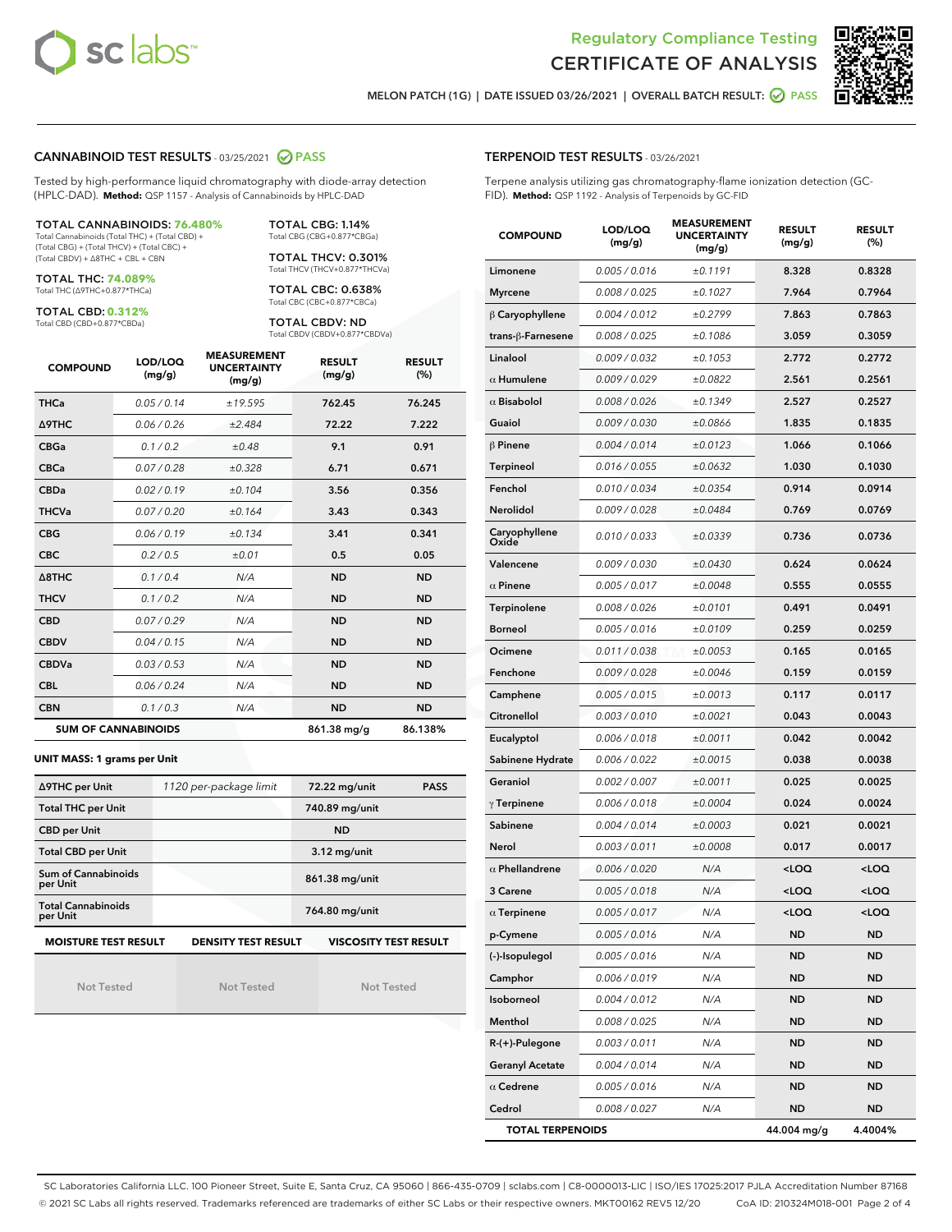# Regulatory Compliance Testing
# CERTIFICATE OF ANALYSIS

MELON PATCH (1G) | DATE ISSUED 03/26/2021 | OVERALL BATCH RESULT: PASS

## CANNABINOID TEST RESULTS - 03/25/2021 PASS

Tested by high-performance liquid chromatography with diode-array detection (HPLC-DAD). **Method:** QSP 1157 - Analysis of Cannabinoids by HPLC-DAD

**TOTAL CANNABINOIDS: 76.480%**
Total Cannabinoids (Total THC) + (Total CBD) + (Total CBG) + (Total THCV) + (Total CBC) + (Total CBDV) + Δ8THC + CBL + CBN

**TOTAL THC: 74.089%**
Total THC (Δ9THC+0.877*THCa)

**TOTAL CBD: 0.312%**
Total CBD (CBD+0.877*CBDa)

**TOTAL CBG: 1.14%**
Total CBG (CBG+0.877*CBGa)

**TOTAL THCV: 0.301%**
Total THCV (THCV+0.877*THCVa)

**TOTAL CBC: 0.638%**
Total CBC (CBC+0.877*CBCa)

**TOTAL CBDV: ND**
Total CBDV (CBDV+0.877*CBDVa)

| COMPOUND | LOD/LOQ (mg/g) | MEASUREMENT UNCERTAINTY (mg/g) | RESULT (mg/g) | RESULT (%) |
|---|---|---|---|---|
| THCa | 0.05 / 0.14 | ±19.595 | 762.45 | 76.245 |
| Δ9THC | 0.06 / 0.26 | ±2.484 | 72.22 | 7.222 |
| CBGa | 0.1 / 0.2 | ±0.48 | 9.1 | 0.91 |
| CBCa | 0.07 / 0.28 | ±0.328 | 6.71 | 0.671 |
| CBDa | 0.02 / 0.19 | ±0.104 | 3.56 | 0.356 |
| THCVa | 0.07 / 0.20 | ±0.164 | 3.43 | 0.343 |
| CBG | 0.06 / 0.19 | ±0.134 | 3.41 | 0.341 |
| CBC | 0.2 / 0.5 | ±0.01 | 0.5 | 0.05 |
| Δ8THC | 0.1 / 0.4 | N/A | ND | ND |
| THCV | 0.1 / 0.2 | N/A | ND | ND |
| CBD | 0.07 / 0.29 | N/A | ND | ND |
| CBDV | 0.04 / 0.15 | N/A | ND | ND |
| CBDVa | 0.03 / 0.53 | N/A | ND | ND |
| CBL | 0.06 / 0.24 | N/A | ND | ND |
| CBN | 0.1 / 0.3 | N/A | ND | ND |
| **SUM OF CANNABINOIDS** | | | **861.38 mg/g** | **86.138%** |

**UNIT MASS: 1 grams per Unit**

| | | | |
|---|---|---|---|
| Δ9THC per Unit | 1120 per-package limit | 72.22 mg/unit | PASS |
| Total THC per Unit | | 740.89 mg/unit | |
| CBD per Unit | | ND | |
| Total CBD per Unit | | 3.12 mg/unit | |
| Sum of Cannabinoids per Unit | | 861.38 mg/unit | |
| Total Cannabinoids per Unit | | 764.80 mg/unit | |

| MOISTURE TEST RESULT | DENSITY TEST RESULT | VISCOSITY TEST RESULT |
|---|---|---|
| Not Tested | Not Tested | Not Tested |

## TERPENOID TEST RESULTS - 03/26/2021

Terpene analysis utilizing gas chromatography-flame ionization detection (GC-FID). **Method:** QSP 1192 - Analysis of Terpenoids by GC-FID

| COMPOUND | LOD/LOQ (mg/g) | MEASUREMENT UNCERTAINTY (mg/g) | RESULT (mg/g) | RESULT (%) |
|---|---|---|---|---|
| Limonene | 0.005 / 0.016 | ±0.1191 | 8.328 | 0.8328 |
| Myrcene | 0.008 / 0.025 | ±0.1027 | 7.964 | 0.7964 |
| β Caryophyllene | 0.004 / 0.012 | ±0.2799 | 7.863 | 0.7863 |
| trans-β-Farnesene | 0.008 / 0.025 | ±0.1086 | 3.059 | 0.3059 |
| Linalool | 0.009 / 0.032 | ±0.1053 | 2.772 | 0.2772 |
| α Humulene | 0.009 / 0.029 | ±0.0822 | 2.561 | 0.2561 |
| α Bisabolol | 0.008 / 0.026 | ±0.1349 | 2.527 | 0.2527 |
| Guaiol | 0.009 / 0.030 | ±0.0866 | 1.835 | 0.1835 |
| β Pinene | 0.004 / 0.014 | ±0.0123 | 1.066 | 0.1066 |
| Terpineol | 0.016 / 0.055 | ±0.0632 | 1.030 | 0.1030 |
| Fenchol | 0.010 / 0.034 | ±0.0354 | 0.914 | 0.0914 |
| Nerolidol | 0.009 / 0.028 | ±0.0484 | 0.769 | 0.0769 |
| Caryophyllene Oxide | 0.010 / 0.033 | ±0.0339 | 0.736 | 0.0736 |
| Valencene | 0.009 / 0.030 | ±0.0430 | 0.624 | 0.0624 |
| α Pinene | 0.005 / 0.017 | ±0.0048 | 0.555 | 0.0555 |
| Terpinolene | 0.008 / 0.026 | ±0.0101 | 0.491 | 0.0491 |
| Borneol | 0.005 / 0.016 | ±0.0109 | 0.259 | 0.0259 |
| Ocimene | 0.011 / 0.038 | ±0.0053 | 0.165 | 0.0165 |
| Fenchone | 0.009 / 0.028 | ±0.0046 | 0.159 | 0.0159 |
| Camphene | 0.005 / 0.015 | ±0.0013 | 0.117 | 0.0117 |
| Citronellol | 0.003 / 0.010 | ±0.0021 | 0.043 | 0.0043 |
| Eucalyptol | 0.006 / 0.018 | ±0.0011 | 0.042 | 0.0042 |
| Sabinene Hydrate | 0.006 / 0.022 | ±0.0015 | 0.038 | 0.0038 |
| Geraniol | 0.002 / 0.007 | ±0.0011 | 0.025 | 0.0025 |
| γ Terpinene | 0.006 / 0.018 | ±0.0004 | 0.024 | 0.0024 |
| Sabinene | 0.004 / 0.014 | ±0.0003 | 0.021 | 0.0021 |
| Nerol | 0.003 / 0.011 | ±0.0008 | 0.017 | 0.0017 |
| α Phellandrene | 0.006 / 0.020 | N/A | <LOQ | <LOQ |
| 3 Carene | 0.005 / 0.018 | N/A | <LOQ | <LOQ |
| α Terpinene | 0.005 / 0.017 | N/A | <LOQ | <LOQ |
| p-Cymene | 0.005 / 0.016 | N/A | ND | ND |
| (-)-Isopulegol | 0.005 / 0.016 | N/A | ND | ND |
| Camphor | 0.006 / 0.019 | N/A | ND | ND |
| Isoborneol | 0.004 / 0.012 | N/A | ND | ND |
| Menthol | 0.008 / 0.025 | N/A | ND | ND |
| R-(+)-Pulegone | 0.003 / 0.011 | N/A | ND | ND |
| Geranyl Acetate | 0.004 / 0.014 | N/A | ND | ND |
| α Cedrene | 0.005 / 0.016 | N/A | ND | ND |
| Cedrol | 0.008 / 0.027 | N/A | ND | ND |
| **TOTAL TERPENOIDS** | | | **44.004 mg/g** | **4.4004%** |

SC Laboratories California LLC. 100 Pioneer Street, Suite E, Santa Cruz, CA 95060 | 866-435-0709 | sclabs.com | C8-0000013-LIC | ISO/IES 17025:2017 PJLA Accreditation Number 87168
© 2021 SC Labs all rights reserved. Trademarks referenced are trademarks of either SC Labs or their respective owners. MKT00162 REV5 12/20 CoA ID: 210324M018-001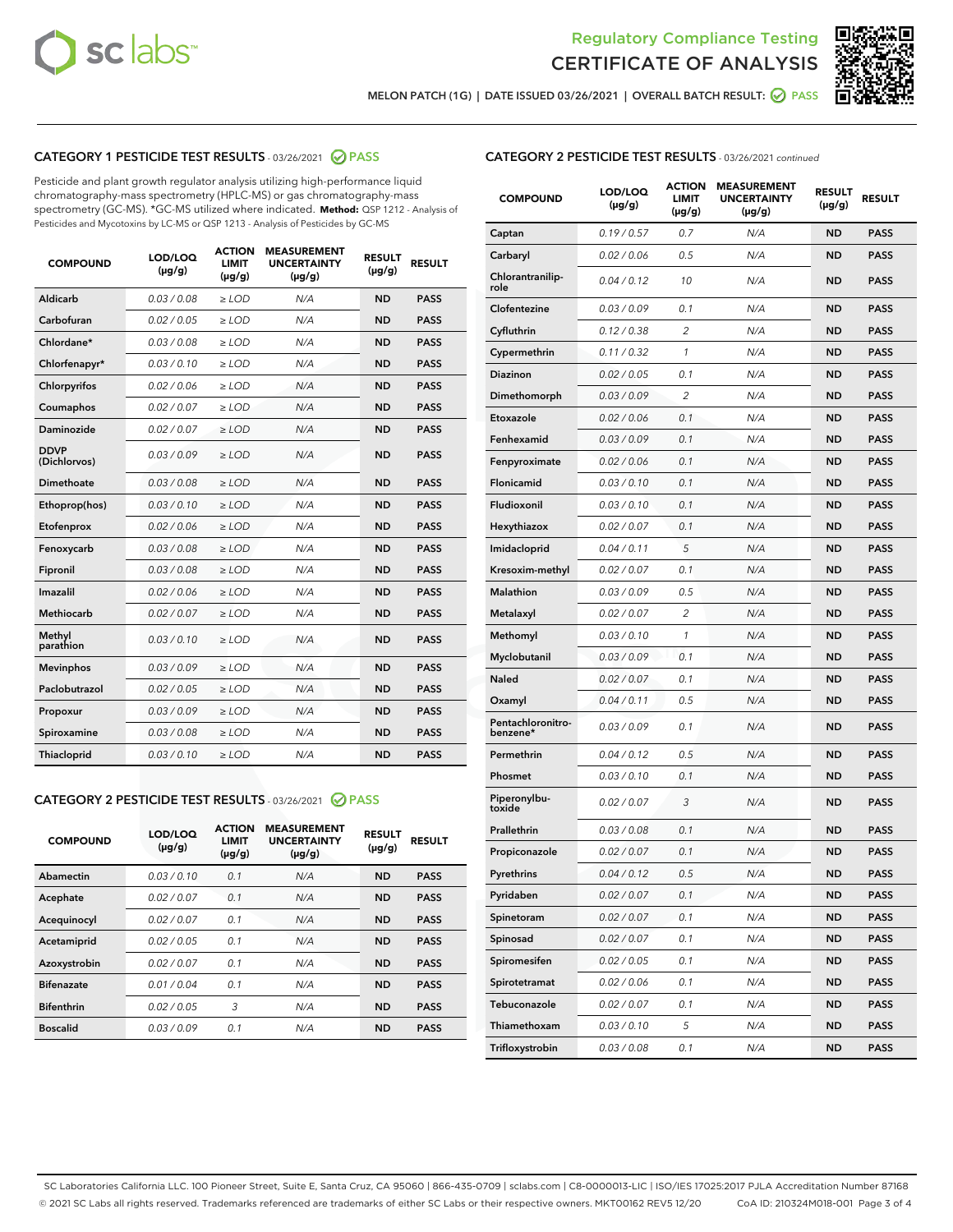Regulatory Compliance Testing

CERTIFICATE OF ANALYSIS

MELON PATCH (1G) | DATE ISSUED 03/26/2021 | OVERALL BATCH RESULT: PASS

## CATEGORY 1 PESTICIDE TEST RESULTS - 03/26/2021 PASS

Pesticide and plant growth regulator analysis utilizing high-performance liquid chromatography-mass spectrometry (HPLC-MS) or gas chromatography-mass spectrometry (GC-MS). *GC-MS utilized where indicated. **Method:** QSP 1212 - Analysis of Pesticides and Mycotoxins by LC-MS or QSP 1213 - Analysis of Pesticides by GC-MS

| COMPOUND | LOD/LOQ (µg/g) | ACTION LIMIT (µg/g) | MEASUREMENT UNCERTAINTY (µg/g) | RESULT (µg/g) | RESULT |
|---|---|---|---|---|---|
| Aldicarb | 0.03 / 0.08 | ≥ LOD | N/A | ND | PASS |
| Carbofuran | 0.02 / 0.05 | ≥ LOD | N/A | ND | PASS |
| Chlordane* | 0.03 / 0.08 | ≥ LOD | N/A | ND | PASS |
| Chlorfenapyr* | 0.03 / 0.10 | ≥ LOD | N/A | ND | PASS |
| Chlorpyrifos | 0.02 / 0.06 | ≥ LOD | N/A | ND | PASS |
| Coumaphos | 0.02 / 0.07 | ≥ LOD | N/A | ND | PASS |
| Daminozide | 0.02 / 0.07 | ≥ LOD | N/A | ND | PASS |
| DDVP (Dichlorvos) | 0.03 / 0.09 | ≥ LOD | N/A | ND | PASS |
| Dimethoate | 0.03 / 0.08 | ≥ LOD | N/A | ND | PASS |
| Ethoprop(hos) | 0.03 / 0.10 | ≥ LOD | N/A | ND | PASS |
| Etofenprox | 0.02 / 0.06 | ≥ LOD | N/A | ND | PASS |
| Fenoxycarb | 0.03 / 0.08 | ≥ LOD | N/A | ND | PASS |
| Fipronil | 0.03 / 0.08 | ≥ LOD | N/A | ND | PASS |
| Imazalil | 0.02 / 0.06 | ≥ LOD | N/A | ND | PASS |
| Methiocarb | 0.02 / 0.07 | ≥ LOD | N/A | ND | PASS |
| Methyl parathion | 0.03 / 0.10 | ≥ LOD | N/A | ND | PASS |
| Mevinphos | 0.03 / 0.09 | ≥ LOD | N/A | ND | PASS |
| Paclobutrazol | 0.02 / 0.05 | ≥ LOD | N/A | ND | PASS |
| Propoxur | 0.03 / 0.09 | ≥ LOD | N/A | ND | PASS |
| Spiroxamine | 0.03 / 0.08 | ≥ LOD | N/A | ND | PASS |
| Thiacloprid | 0.03 / 0.10 | ≥ LOD | N/A | ND | PASS |

## CATEGORY 2 PESTICIDE TEST RESULTS - 03/26/2021 PASS

| COMPOUND | LOD/LOQ (µg/g) | ACTION LIMIT (µg/g) | MEASUREMENT UNCERTAINTY (µg/g) | RESULT (µg/g) | RESULT |
|---|---|---|---|---|---|
| Abamectin | 0.03 / 0.10 | 0.1 | N/A | ND | PASS |
| Acephate | 0.02 / 0.07 | 0.1 | N/A | ND | PASS |
| Acequinocyl | 0.02 / 0.07 | 0.1 | N/A | ND | PASS |
| Acetamiprid | 0.02 / 0.05 | 0.1 | N/A | ND | PASS |
| Azoxystrobin | 0.02 / 0.07 | 0.1 | N/A | ND | PASS |
| Bifenazate | 0.01 / 0.04 | 0.1 | N/A | ND | PASS |
| Bifenthrin | 0.02 / 0.05 | 3 | N/A | ND | PASS |
| Boscalid | 0.03 / 0.09 | 0.1 | N/A | ND | PASS |
| Captan | 0.19 / 0.57 | 0.7 | N/A | ND | PASS |
| Carbaryl | 0.02 / 0.06 | 0.5 | N/A | ND | PASS |
| Chlorantraniliprole | 0.04 / 0.12 | 10 | N/A | ND | PASS |
| Clofentezine | 0.03 / 0.09 | 0.1 | N/A | ND | PASS |
| Cyfluthrin | 0.12 / 0.38 | 2 | N/A | ND | PASS |
| Cypermethrin | 0.11 / 0.32 | 1 | N/A | ND | PASS |
| Diazinon | 0.02 / 0.05 | 0.1 | N/A | ND | PASS |
| Dimethomorph | 0.03 / 0.09 | 2 | N/A | ND | PASS |
| Etoxazole | 0.02 / 0.06 | 0.1 | N/A | ND | PASS |
| Fenhexamid | 0.03 / 0.09 | 0.1 | N/A | ND | PASS |
| Fenpyroximate | 0.02 / 0.06 | 0.1 | N/A | ND | PASS |
| Flonicamid | 0.03 / 0.10 | 0.1 | N/A | ND | PASS |
| Fludioxonil | 0.03 / 0.10 | 0.1 | N/A | ND | PASS |
| Hexythiazox | 0.02 / 0.07 | 0.1 | N/A | ND | PASS |
| Imidacloprid | 0.04 / 0.11 | 5 | N/A | ND | PASS |
| Kresoxim-methyl | 0.02 / 0.07 | 0.1 | N/A | ND | PASS |
| Malathion | 0.03 / 0.09 | 0.5 | N/A | ND | PASS |
| Metalaxyl | 0.02 / 0.07 | 2 | N/A | ND | PASS |
| Methomyl | 0.03 / 0.10 | 1 | N/A | ND | PASS |
| Myclobutanil | 0.03 / 0.09 | 0.1 | N/A | ND | PASS |
| Naled | 0.02 / 0.07 | 0.1 | N/A | ND | PASS |
| Oxamyl | 0.04 / 0.11 | 0.5 | N/A | ND | PASS |
| Pentachloronitrobenzene* | 0.03 / 0.09 | 0.1 | N/A | ND | PASS |
| Permethrin | 0.04 / 0.12 | 0.5 | N/A | ND | PASS |
| Phosmet | 0.03 / 0.10 | 0.1 | N/A | ND | PASS |
| Piperonylbutoxide | 0.02 / 0.07 | 3 | N/A | ND | PASS |
| Prallethrin | 0.03 / 0.08 | 0.1 | N/A | ND | PASS |
| Propiconazole | 0.02 / 0.07 | 0.1 | N/A | ND | PASS |
| Pyrethrins | 0.04 / 0.12 | 0.5 | N/A | ND | PASS |
| Pyridaben | 0.02 / 0.07 | 0.1 | N/A | ND | PASS |
| Spinetoram | 0.02 / 0.07 | 0.1 | N/A | ND | PASS |
| Spinosad | 0.02 / 0.07 | 0.1 | N/A | ND | PASS |
| Spiromesifen | 0.02 / 0.05 | 0.1 | N/A | ND | PASS |
| Spirotetramat | 0.02 / 0.06 | 0.1 | N/A | ND | PASS |
| Tebuconazole | 0.02 / 0.07 | 0.1 | N/A | ND | PASS |
| Thiamethoxam | 0.03 / 0.10 | 5 | N/A | ND | PASS |
| Trifloxystrobin | 0.03 / 0.08 | 0.1 | N/A | ND | PASS |

SC Laboratories California LLC. 100 Pioneer Street, Suite E, Santa Cruz, CA 95060 | 866-435-0709 | sclabs.com | C8-0000013-LIC | ISO/IES 17025:2017 PJLA Accreditation Number 87168
© 2021 SC Labs all rights reserved. Trademarks referenced are trademarks of either SC Labs or their respective owners. MKT00162 REV5 12/20 CoA ID: 210324M018-001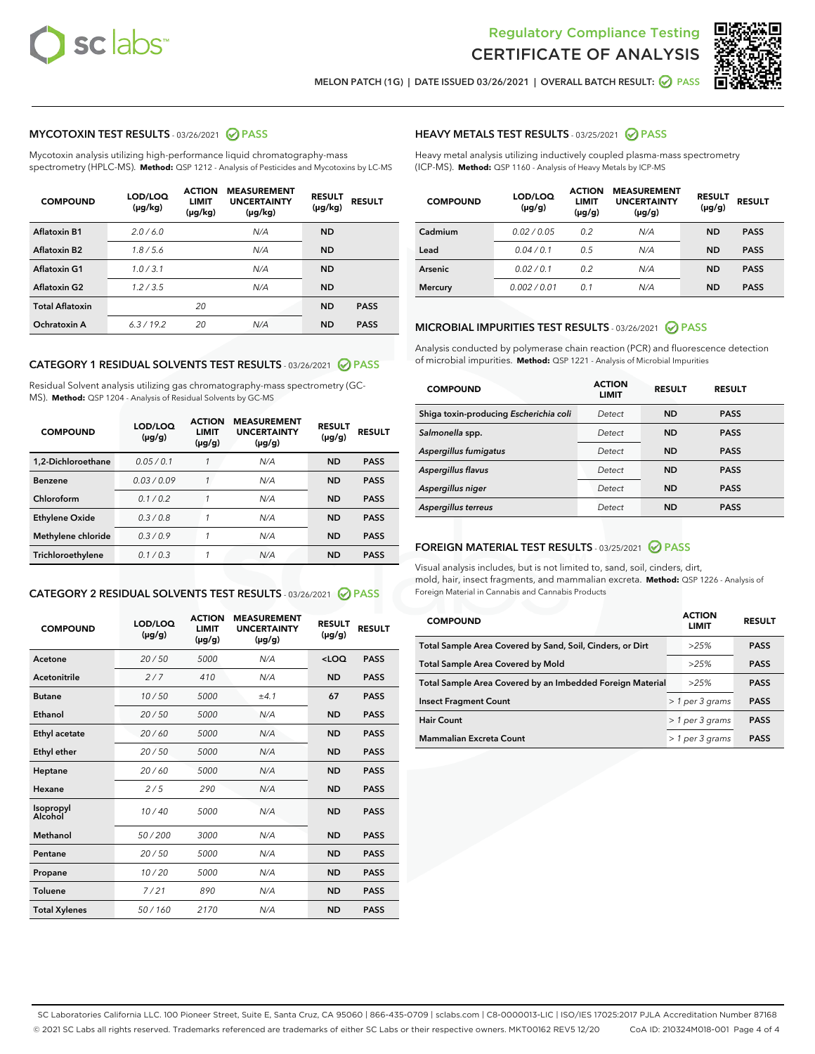Regulatory Compliance Testing

# CERTIFICATE OF ANALYSIS

MELON PATCH (1G) | DATE ISSUED 03/26/2021 | OVERALL BATCH RESULT: PASS

## MYCOTOXIN TEST RESULTS - 03/26/2021 PASS

Mycotoxin analysis utilizing high-performance liquid chromatography-mass spectrometry (HPLC-MS). **Method:** QSP 1212 - Analysis of Pesticides and Mycotoxins by LC-MS

| COMPOUND | LOD/LOQ (µg/kg) | ACTION LIMIT (µg/kg) | MEASUREMENT UNCERTAINTY (µg/kg) | RESULT (µg/kg) | RESULT |
|---|---|---|---|---|---|
| Aflatoxin B1 | 2.0 / 6.0 | | N/A | ND | |
| Aflatoxin B2 | 1.8 / 5.6 | | N/A | ND | |
| Aflatoxin G1 | 1.0 / 3.1 | | N/A | ND | |
| Aflatoxin G2 | 1.2 / 3.5 | | N/A | ND | |
| Total Aflatoxin | | 20 | | ND | PASS |
| Ochratoxin A | 6.3 / 19.2 | 20 | N/A | ND | PASS |

## CATEGORY 1 RESIDUAL SOLVENTS TEST RESULTS - 03/26/2021 PASS

Residual Solvent analysis utilizing gas chromatography-mass spectrometry (GC-MS). **Method:** QSP 1204 - Analysis of Residual Solvents by GC-MS

| COMPOUND | LOD/LOQ (µg/g) | ACTION LIMIT (µg/g) | MEASUREMENT UNCERTAINTY (µg/g) | RESULT (µg/g) | RESULT |
|---|---|---|---|---|---|
| 1,2-Dichloroethane | 0.05 / 0.1 | 1 | N/A | ND | PASS |
| Benzene | 0.03 / 0.09 | 1 | N/A | ND | PASS |
| Chloroform | 0.1 / 0.2 | 1 | N/A | ND | PASS |
| Ethylene Oxide | 0.3 / 0.8 | 1 | N/A | ND | PASS |
| Methylene chloride | 0.3 / 0.9 | 1 | N/A | ND | PASS |
| Trichloroethylene | 0.1 / 0.3 | 1 | N/A | ND | PASS |

## CATEGORY 2 RESIDUAL SOLVENTS TEST RESULTS - 03/26/2021 PASS

| COMPOUND | LOD/LOQ (µg/g) | ACTION LIMIT (µg/g) | MEASUREMENT UNCERTAINTY (µg/g) | RESULT (µg/g) | RESULT |
|---|---|---|---|---|---|
| Acetone | 20 / 50 | 5000 | N/A | <LOQ | PASS |
| Acetonitrile | 2 / 7 | 410 | N/A | ND | PASS |
| Butane | 10 / 50 | 5000 | ±4.1 | 67 | PASS |
| Ethanol | 20 / 50 | 5000 | N/A | ND | PASS |
| Ethyl acetate | 20 / 60 | 5000 | N/A | ND | PASS |
| Ethyl ether | 20 / 50 | 5000 | N/A | ND | PASS |
| Heptane | 20 / 60 | 5000 | N/A | ND | PASS |
| Hexane | 2 / 5 | 290 | N/A | ND | PASS |
| Isopropyl Alcohol | 10 / 40 | 5000 | N/A | ND | PASS |
| Methanol | 50 / 200 | 3000 | N/A | ND | PASS |
| Pentane | 20 / 50 | 5000 | N/A | ND | PASS |
| Propane | 10 / 20 | 5000 | N/A | ND | PASS |
| Toluene | 7 / 21 | 890 | N/A | ND | PASS |
| Total Xylenes | 50 / 160 | 2170 | N/A | ND | PASS |

## HEAVY METALS TEST RESULTS - 03/25/2021 PASS

Heavy metal analysis utilizing inductively coupled plasma-mass spectrometry (ICP-MS). **Method:** QSP 1160 - Analysis of Heavy Metals by ICP-MS

| COMPOUND | LOD/LOQ (µg/g) | ACTION LIMIT (µg/g) | MEASUREMENT UNCERTAINTY (µg/g) | RESULT (µg/g) | RESULT |
|---|---|---|---|---|---|
| Cadmium | 0.02 / 0.05 | 0.2 | N/A | ND | PASS |
| Lead | 0.04 / 0.1 | 0.5 | N/A | ND | PASS |
| Arsenic | 0.02 / 0.1 | 0.2 | N/A | ND | PASS |
| Mercury | 0.002 / 0.01 | 0.1 | N/A | ND | PASS |

## MICROBIAL IMPURITIES TEST RESULTS - 03/26/2021 PASS

Analysis conducted by polymerase chain reaction (PCR) and fluorescence detection of microbial impurities. **Method:** QSP 1221 - Analysis of Microbial Impurities

| COMPOUND | ACTION LIMIT | RESULT | RESULT |
|---|---|---|---|
| Shiga toxin-producing *Escherichia coli* | Detect | ND | PASS |
| *Salmonella* spp. | Detect | ND | PASS |
| *Aspergillus fumigatus* | Detect | ND | PASS |
| *Aspergillus flavus* | Detect | ND | PASS |
| *Aspergillus niger* | Detect | ND | PASS |
| *Aspergillus terreus* | Detect | ND | PASS |

## FOREIGN MATERIAL TEST RESULTS - 03/25/2021 PASS

Visual analysis includes, but is not limited to, sand, soil, cinders, dirt, mold, hair, insect fragments, and mammalian excreta. **Method:** QSP 1226 - Analysis of Foreign Material in Cannabis and Cannabis Products

| COMPOUND | ACTION LIMIT | RESULT |
|---|---|---|
| Total Sample Area Covered by Sand, Soil, Cinders, or Dirt | >25% | PASS |
| Total Sample Area Covered by Mold | >25% | PASS |
| Total Sample Area Covered by an Imbedded Foreign Material | >25% | PASS |
| Insect Fragment Count | > 1 per 3 grams | PASS |
| Hair Count | > 1 per 3 grams | PASS |
| Mammalian Excreta Count | > 1 per 3 grams | PASS |

SC Laboratories California LLC. 100 Pioneer Street, Suite E, Santa Cruz, CA 95060 | 866-435-0709 | sclabs.com | C8-0000013-LIC | ISO/IES 17025:2017 PJLA Accreditation Number 87168
© 2021 SC Labs all rights reserved. Trademarks referenced are trademarks of either SC Labs or their respective owners. MKT00162 REV5 12/20 CoA ID: 210324M018-001